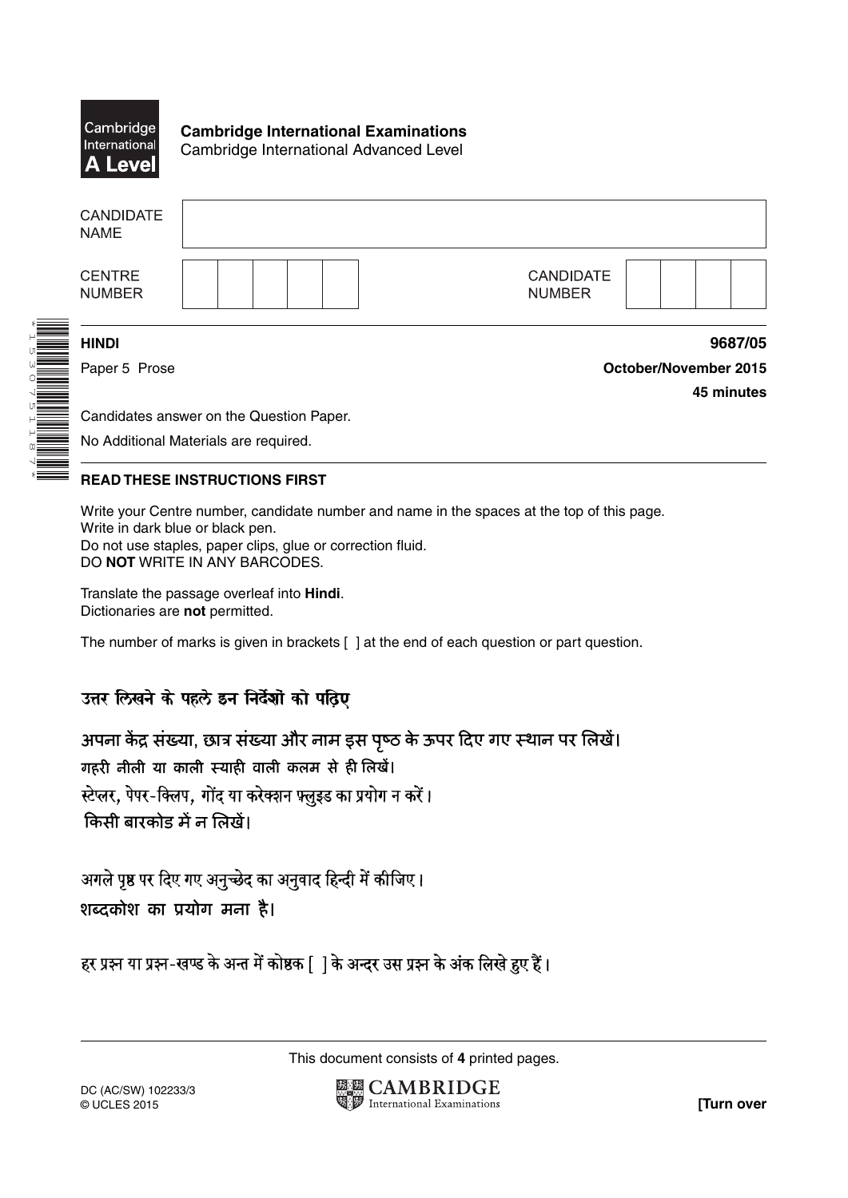Cambridge International A Level

**Cambridge International Examinations**
Cambridge International Advanced Level

| CANDIDATE NAME | | | | | | | | | | |
|---|---|---|---|---|---|---|---|---|---|---|
| CENTRE NUMBER | | | | | | CANDIDATE NUMBER | | | | |

**HINDI** **9687/05**

Paper 5 Prose **October/November 2015**

**45 minutes**

Candidates answer on the Question Paper.

No Additional Materials are required.

**READ THESE INSTRUCTIONS FIRST**

Write your Centre number, candidate number and name in the spaces at the top of this page.
Write in dark blue or black pen.
Do not use staples, paper clips, glue or correction fluid.
DO **NOT** WRITE IN ANY BARCODES.

Translate the passage overleaf into **Hindi**.
Dictionaries are **not** permitted.

The number of marks is given in brackets [ ] at the end of each question or part question.

**उत्तर लिखने के पहले इन निर्देशों को पढ़िए**

अपना केंद्र संख्या, छात्र संख्या और नाम इस पृष्ठ के ऊपर दिए गए स्थान पर लिखें।
गहरी नीली या काली स्याही वाली कलम से ही लिखें।
स्टेप्लर, पेपर-क्लिप, गोंद या करेक्शन फ़्लुइड का प्रयोग न करें।
किसी बारकोड में न लिखें।

अगले पृष्ठ पर दिए गए अनुच्छेद का अनुवाद हिन्दी में कीजिए।
शब्दकोश का प्रयोग मना है।

हर प्रश्न या प्रश्न-खण्ड के अन्त में कोष्ठक [ ] के अन्दर उस प्रश्न के अंक लिखे हुए हैं।

This document consists of **4** printed pages.

DC (AC/SW) 102233/3
© UCLES 2015

**[Turn over**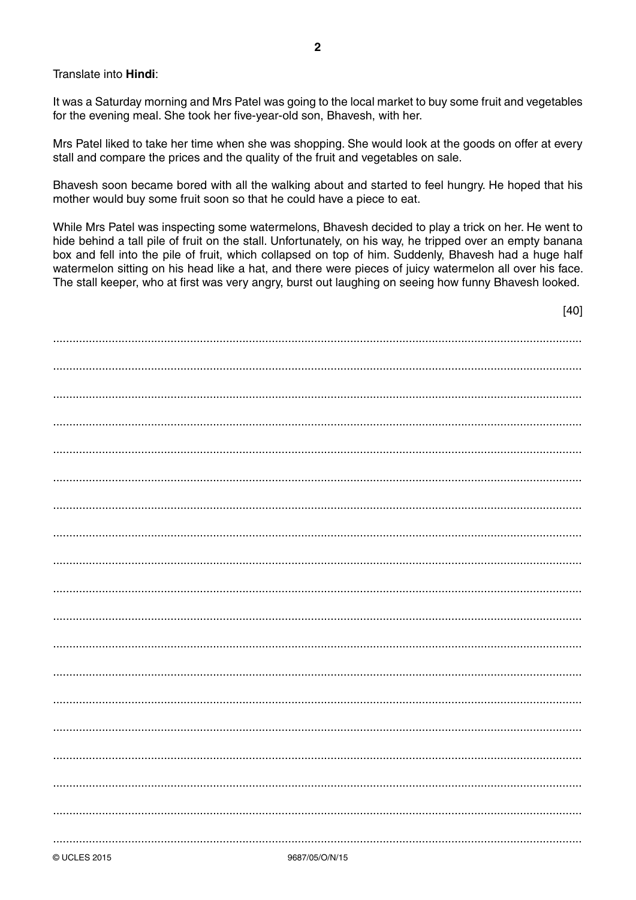Translate into **Hindi**:

It was a Saturday morning and Mrs Patel was going to the local market to buy some fruit and vegetables for the evening meal. She took her five-year-old son, Bhavesh, with her.

Mrs Patel liked to take her time when she was shopping. She would look at the goods on offer at every stall and compare the prices and the quality of the fruit and vegetables on sale.

Bhavesh soon became bored with all the walking about and started to feel hungry. He hoped that his mother would buy some fruit soon so that he could have a piece to eat.

While Mrs Patel was inspecting some watermelons, Bhavesh decided to play a trick on her. He went to hide behind a tall pile of fruit on the stall. Unfortunately, on his way, he tripped over an empty banana box and fell into the pile of fruit, which collapsed on top of him. Suddenly, Bhavesh had a huge half watermelon sitting on his head like a hat, and there were pieces of juicy watermelon all over his face. The stall keeper, who at first was very angry, burst out laughing on seeing how funny Bhavesh looked.

[40]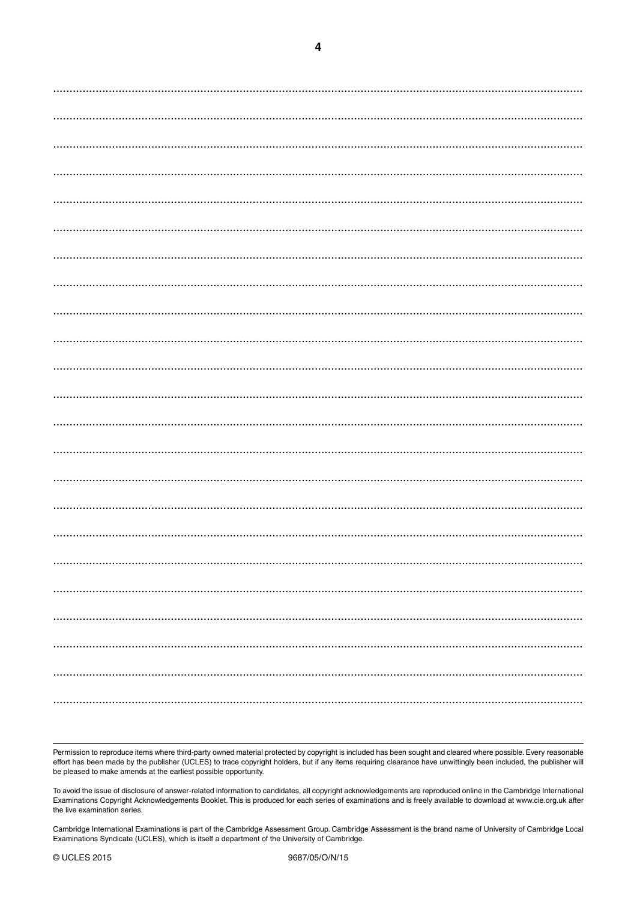Permission to reproduce items where third-party owned material protected by copyright is included has been sought and cleared where possible. Every reasonable effort has been made by the publisher (UCLES) to trace copyright holders, but if any items requiring clearance have unwittingly been included, the publisher will be pleased to make amends at the earliest possible opportunity.

To avoid the issue of disclosure of answer-related information to candidates, all copyright acknowledgements are reproduced online in the Cambridge International Examinations Copyright Acknowledgements Booklet. This is produced for each series of examinations and is freely available to download at www.cie.org.uk after the live examination series.

Cambridge International Examinations is part of the Cambridge Assessment Group. Cambridge Assessment is the brand name of University of Cambridge Local Examinations Syndicate (UCLES), which is itself a department of the University of Cambridge.